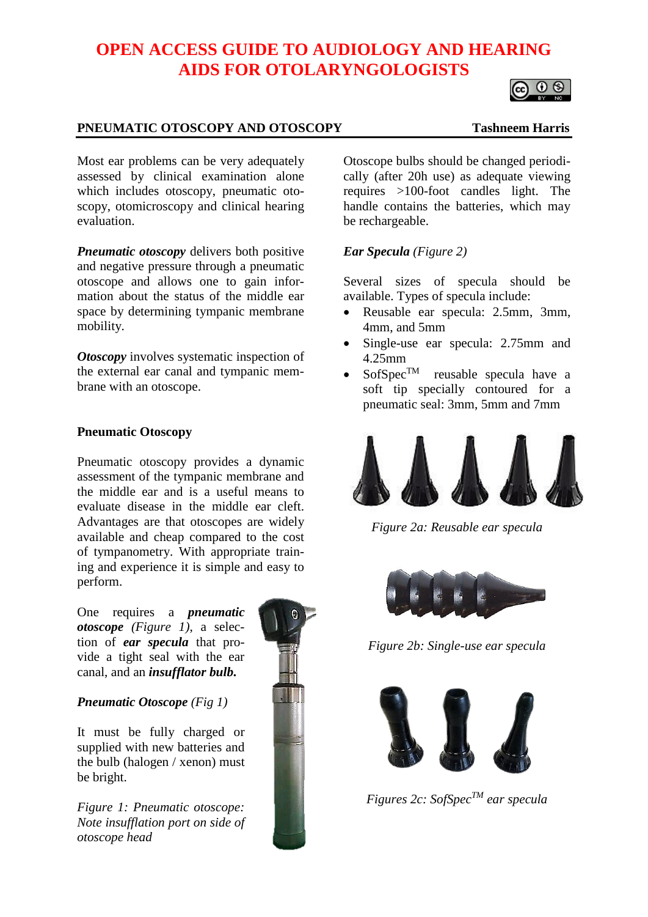# OPEN ACCESS GUIDE TO AUDIOLOGY AND HEARING AIDS FOR OTOLARYNGOLOGISTS

**PNEUMATIC OTOSCOPY AND OTOSCOPY** **Tashneem Harris**

Most ear problems can be very adequately assessed by clinical examination alone which includes otoscopy, pneumatic otoscopy, otomicroscopy and clinical hearing evaluation.

***Pneumatic otoscopy*** delivers both positive and negative pressure through a pneumatic otoscope and allows one to gain information about the status of the middle ear space by determining tympanic membrane mobility.

***Otoscopy*** involves systematic inspection of the external ear canal and tympanic membrane with an otoscope.

## Pneumatic Otoscopy

Pneumatic otoscopy provides a dynamic assessment of the tympanic membrane and the middle ear and is a useful means to evaluate disease in the middle ear cleft. Advantages are that otoscopes are widely available and cheap compared to the cost of tympanometry. With appropriate training and experience it is simple and easy to perform.

One requires a ***pneumatic otoscope*** *(Figure 1)*, a selection of ***ear specula*** that provide a tight seal with the ear canal, and an ***insufflator bulb.***

***Pneumatic Otoscope*** *(Fig 1)*

It must be fully charged or supplied with new batteries and the bulb (halogen / xenon) must be bright.

*Figure 1: Pneumatic otoscope: Note insufflation port on side of otoscope head*

Otoscope bulbs should be changed periodically (after 20h use) as adequate viewing requires >100-foot candles light. The handle contains the batteries, which may be rechargeable.

***Ear Specula*** *(Figure 2)*

Several sizes of specula should be available. Types of specula include:

- Reusable ear specula: 2.5mm, 3mm, 4mm, and 5mm
- Single-use ear specula: 2.75mm and 4.25mm
- SofSpec™ reusable specula have a soft tip specially contoured for a pneumatic seal: 3mm, 5mm and 7mm

*Figure 2a: Reusable ear specula*

*Figure 2b: Single-use ear specula*

*Figures 2c: SofSpec™ ear specula*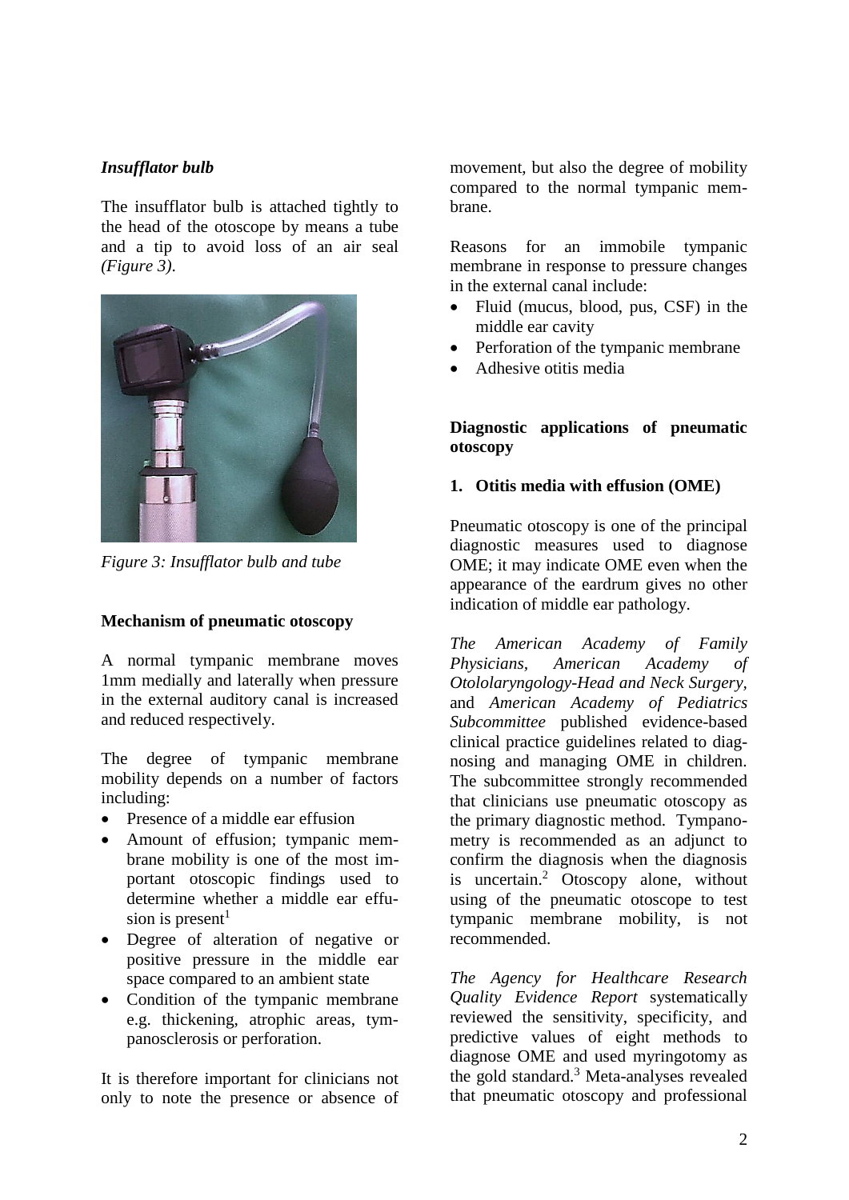### *Insufflator bulb*

The insufflator bulb is attached tightly to the head of the otoscope by means a tube and a tip to avoid loss of an air seal *(Figure 3)*.

*Figure 3: Insufflator bulb and tube*

### Mechanism of pneumatic otoscopy

A normal tympanic membrane moves 1mm medially and laterally when pressure in the external auditory canal is increased and reduced respectively.

The degree of tympanic membrane mobility depends on a number of factors including:

- Presence of a middle ear effusion
- Amount of effusion; tympanic membrane mobility is one of the most important otoscopic findings used to determine whether a middle ear effusion is present[1]
- Degree of alteration of negative or positive pressure in the middle ear space compared to an ambient state
- Condition of the tympanic membrane e.g. thickening, atrophic areas, tympanosclerosis or perforation.

It is therefore important for clinicians not only to note the presence or absence of movement, but also the degree of mobility compared to the normal tympanic membrane.

Reasons for an immobile tympanic membrane in response to pressure changes in the external canal include:

- Fluid (mucus, blood, pus, CSF) in the middle ear cavity
- Perforation of the tympanic membrane
- Adhesive otitis media

### Diagnostic applications of pneumatic otoscopy

#### 1. Otitis media with effusion (OME)

Pneumatic otoscopy is one of the principal diagnostic measures used to diagnose OME; it may indicate OME even when the appearance of the eardrum gives no other indication of middle ear pathology.

*The American Academy of Family Physicians, American Academy of Otololaryngology-Head and Neck Surgery,* and *American Academy of Pediatrics Subcommittee* published evidence-based clinical practice guidelines related to diagnosing and managing OME in children. The subcommittee strongly recommended that clinicians use pneumatic otoscopy as the primary diagnostic method. Tympanometry is recommended as an adjunct to confirm the diagnosis when the diagnosis is uncertain.[2] Otoscopy alone, without using of the pneumatic otoscope to test tympanic membrane mobility, is not recommended.

*The Agency for Healthcare Research Quality Evidence Report* systematically reviewed the sensitivity, specificity, and predictive values of eight methods to diagnose OME and used myringotomy as the gold standard.[3] Meta-analyses revealed that pneumatic otoscopy and professional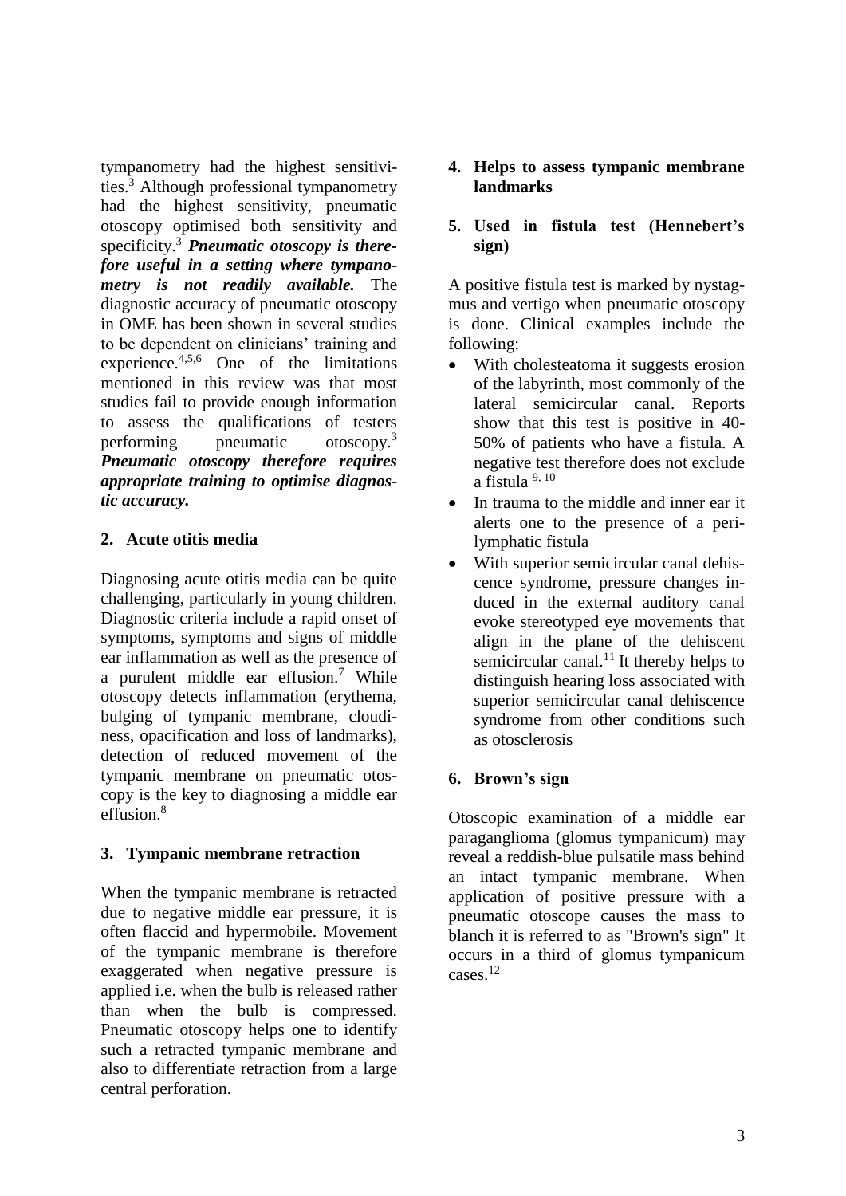tympanometry had the highest sensitivities.[3] Although professional tympanometry had the highest sensitivity, pneumatic otoscopy optimised both sensitivity and specificity.[3] ***Pneumatic otoscopy is therefore useful in a setting where tympanometry is not readily available.*** The diagnostic accuracy of pneumatic otoscopy in OME has been shown in several studies to be dependent on clinicians' training and experience.[4,5,6] One of the limitations mentioned in this review was that most studies fail to provide enough information to assess the qualifications of testers performing pneumatic otoscopy.[3] ***Pneumatic otoscopy therefore requires appropriate training to optimise diagnostic accuracy.***

### 2. Acute otitis media

Diagnosing acute otitis media can be quite challenging, particularly in young children. Diagnostic criteria include a rapid onset of symptoms, symptoms and signs of middle ear inflammation as well as the presence of a purulent middle ear effusion.[7] While otoscopy detects inflammation (erythema, bulging of tympanic membrane, cloudiness, opacification and loss of landmarks), detection of reduced movement of the tympanic membrane on pneumatic otoscopy is the key to diagnosing a middle ear effusion.[8]

### 3. Tympanic membrane retraction

When the tympanic membrane is retracted due to negative middle ear pressure, it is often flaccid and hypermobile. Movement of the tympanic membrane is therefore exaggerated when negative pressure is applied i.e. when the bulb is released rather than when the bulb is compressed. Pneumatic otoscopy helps one to identify such a retracted tympanic membrane and also to differentiate retraction from a large central perforation.

### 4. Helps to assess tympanic membrane landmarks

### 5. Used in fistula test (Hennebert's sign)

A positive fistula test is marked by nystagmus and vertigo when pneumatic otoscopy is done. Clinical examples include the following:

- With cholesteatoma it suggests erosion of the labyrinth, most commonly of the lateral semicircular canal. Reports show that this test is positive in 40-50% of patients who have a fistula. A negative test therefore does not exclude a fistula [9, 10]
- In trauma to the middle and inner ear it alerts one to the presence of a perilymphatic fistula
- With superior semicircular canal dehiscence syndrome, pressure changes induced in the external auditory canal evoke stereotyped eye movements that align in the plane of the dehiscent semicircular canal.[11] It thereby helps to distinguish hearing loss associated with superior semicircular canal dehiscence syndrome from other conditions such as otosclerosis

### 6. Brown's sign

Otoscopic examination of a middle ear paraganglioma (glomus tympanicum) may reveal a reddish-blue pulsatile mass behind an intact tympanic membrane. When application of positive pressure with a pneumatic otoscope causes the mass to blanch it is referred to as "Brown's sign" It occurs in a third of glomus tympanicum cases.[12]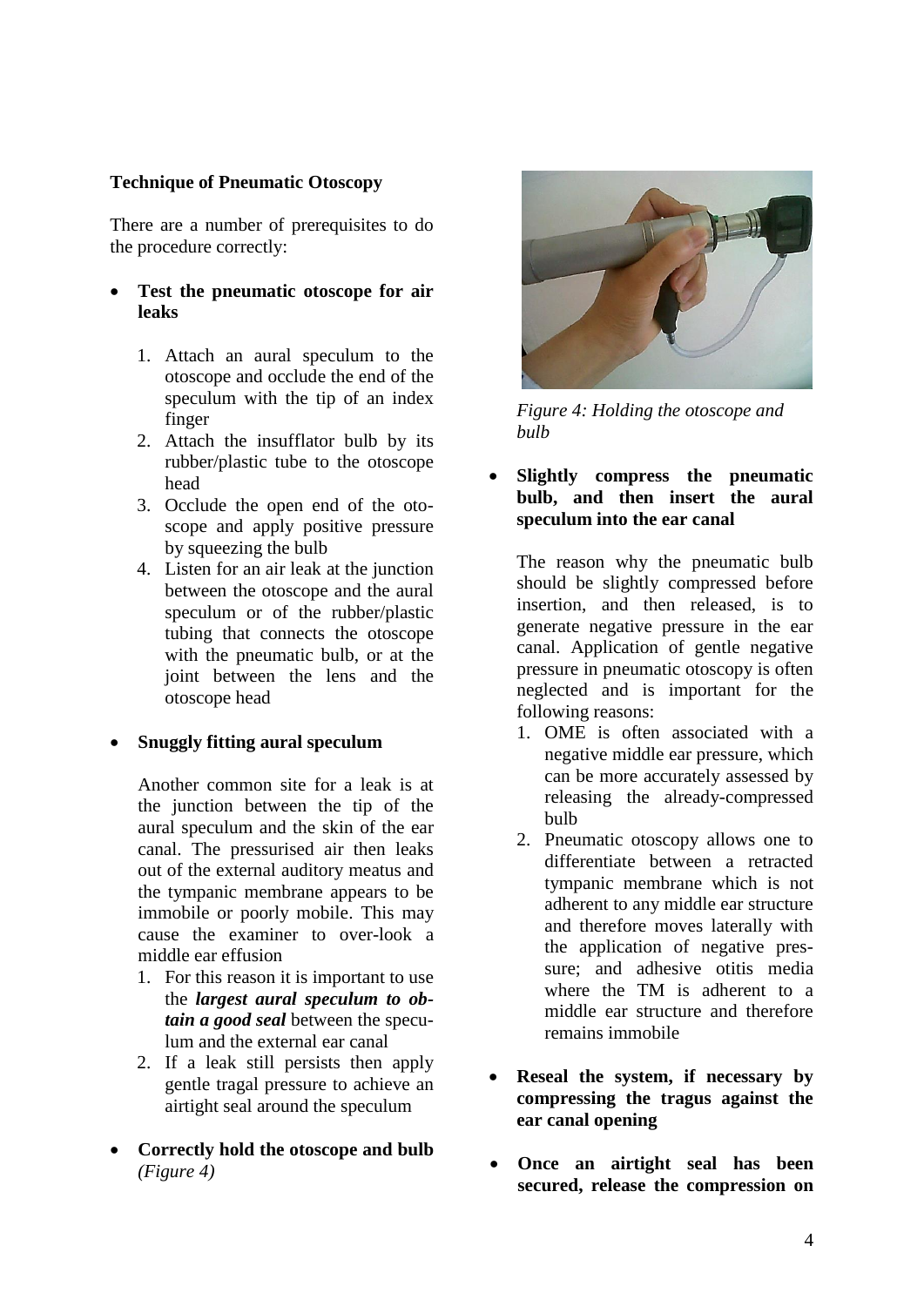**Technique of Pneumatic Otoscopy**

There are a number of prerequisites to do the procedure correctly:

- **Test the pneumatic otoscope for air leaks**

  1. Attach an aural speculum to the otoscope and occlude the end of the speculum with the tip of an index finger
  2. Attach the insufflator bulb by its rubber/plastic tube to the otoscope head
  3. Occlude the open end of the otoscope and apply positive pressure by squeezing the bulb
  4. Listen for an air leak at the junction between the otoscope and the aural speculum or of the rubber/plastic tubing that connects the otoscope with the pneumatic bulb, or at the joint between the lens and the otoscope head

- **Snuggly fitting aural speculum**

  Another common site for a leak is at the junction between the tip of the aural speculum and the skin of the ear canal. The pressurised air then leaks out of the external auditory meatus and the tympanic membrane appears to be immobile or poorly mobile. This may cause the examiner to over-look a middle ear effusion

  1. For this reason it is important to use the ***largest aural speculum to obtain a good seal*** between the speculum and the external ear canal
  2. If a leak still persists then apply gentle tragal pressure to achieve an airtight seal around the speculum

- **Correctly hold the otoscope and bulb** *(Figure 4)*

*Figure 4: Holding the otoscope and bulb*

- **Slightly compress the pneumatic bulb, and then insert the aural speculum into the ear canal**

  The reason why the pneumatic bulb should be slightly compressed before insertion, and then released, is to generate negative pressure in the ear canal. Application of gentle negative pressure in pneumatic otoscopy is often neglected and is important for the following reasons:

  1. OME is often associated with a negative middle ear pressure, which can be more accurately assessed by releasing the already-compressed bulb
  2. Pneumatic otoscopy allows one to differentiate between a retracted tympanic membrane which is not adherent to any middle ear structure and therefore moves laterally with the application of negative pressure; and adhesive otitis media where the TM is adherent to a middle ear structure and therefore remains immobile

- **Reseal the system, if necessary by compressing the tragus against the ear canal opening**

- **Once an airtight seal has been secured, release the compression on**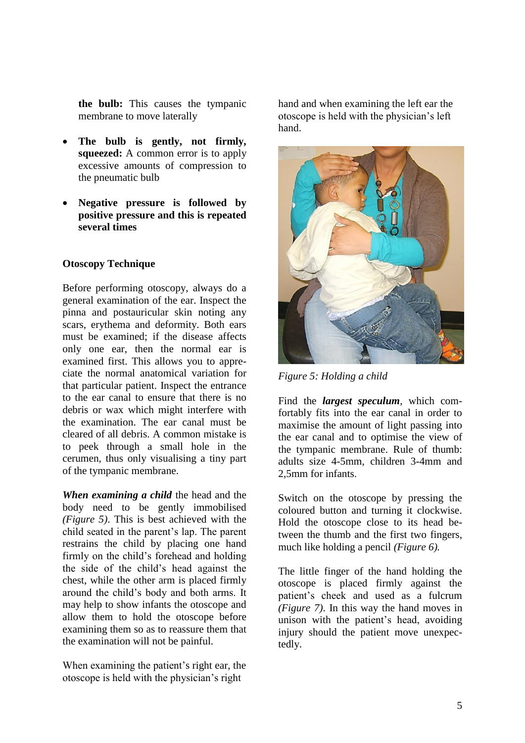**the bulb:** This causes the tympanic membrane to move laterally

- **The bulb is gently, not firmly, squeezed:** A common error is to apply excessive amounts of compression to the pneumatic bulb
- **Negative pressure is followed by positive pressure and this is repeated several times**

**Otoscopy Technique**

Before performing otoscopy, always do a general examination of the ear. Inspect the pinna and postauricular skin noting any scars, erythema and deformity. Both ears must be examined; if the disease affects only one ear, then the normal ear is examined first. This allows you to appreciate the normal anatomical variation for that particular patient. Inspect the entrance to the ear canal to ensure that there is no debris or wax which might interfere with the examination. The ear canal must be cleared of all debris. A common mistake is to peek through a small hole in the cerumen, thus only visualising a tiny part of the tympanic membrane.

***When examining a child*** the head and the body need to be gently immobilised *(Figure 5)*. This is best achieved with the child seated in the parent's lap. The parent restrains the child by placing one hand firmly on the child's forehead and holding the side of the child's head against the chest, while the other arm is placed firmly around the child's body and both arms. It may help to show infants the otoscope and allow them to hold the otoscope before examining them so as to reassure them that the examination will not be painful.

When examining the patient's right ear, the otoscope is held with the physician's right hand and when examining the left ear the otoscope is held with the physician's left hand.

*Figure 5: Holding a child*

Find the ***largest speculum***, which comfortably fits into the ear canal in order to maximise the amount of light passing into the ear canal and to optimise the view of the tympanic membrane. Rule of thumb: adults size 4-5mm, children 3-4mm and 2,5mm for infants.

Switch on the otoscope by pressing the coloured button and turning it clockwise. Hold the otoscope close to its head between the thumb and the first two fingers, much like holding a pencil *(Figure 6).*

The little finger of the hand holding the otoscope is placed firmly against the patient's cheek and used as a fulcrum *(Figure 7)*. In this way the hand moves in unison with the patient's head, avoiding injury should the patient move unexpectedly.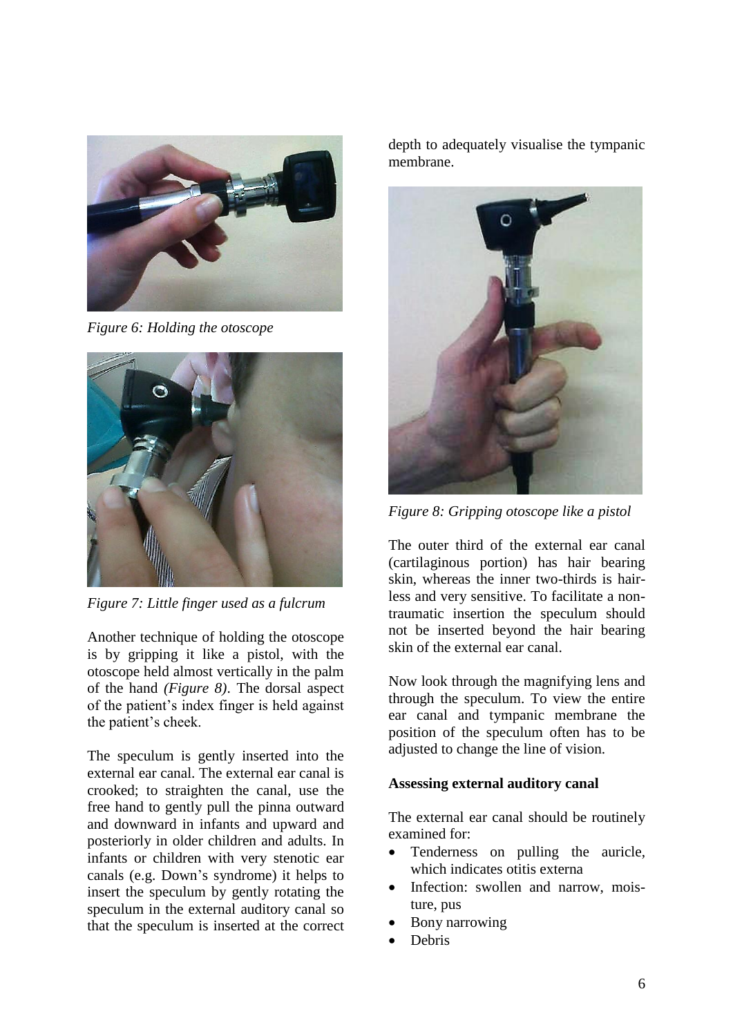*Figure 6: Holding the otoscope*

*Figure 7: Little finger used as a fulcrum*

Another technique of holding the otoscope is by gripping it like a pistol, with the otoscope held almost vertically in the palm of the hand *(Figure 8)*. The dorsal aspect of the patient's index finger is held against the patient's cheek.

The speculum is gently inserted into the external ear canal. The external ear canal is crooked; to straighten the canal, use the free hand to gently pull the pinna outward and downward in infants and upward and posteriorly in older children and adults. In infants or children with very stenotic ear canals (e.g. Down's syndrome) it helps to insert the speculum by gently rotating the speculum in the external auditory canal so that the speculum is inserted at the correct depth to adequately visualise the tympanic membrane.

*Figure 8: Gripping otoscope like a pistol*

The outer third of the external ear canal (cartilaginous portion) has hair bearing skin, whereas the inner two-thirds is hairless and very sensitive. To facilitate a non-traumatic insertion the speculum should not be inserted beyond the hair bearing skin of the external ear canal.

Now look through the magnifying lens and through the speculum. To view the entire ear canal and tympanic membrane the position of the speculum often has to be adjusted to change the line of vision.

**Assessing external auditory canal**

The external ear canal should be routinely examined for:

- Tenderness on pulling the auricle, which indicates otitis externa
- Infection: swollen and narrow, moisture, pus
- Bony narrowing
- Debris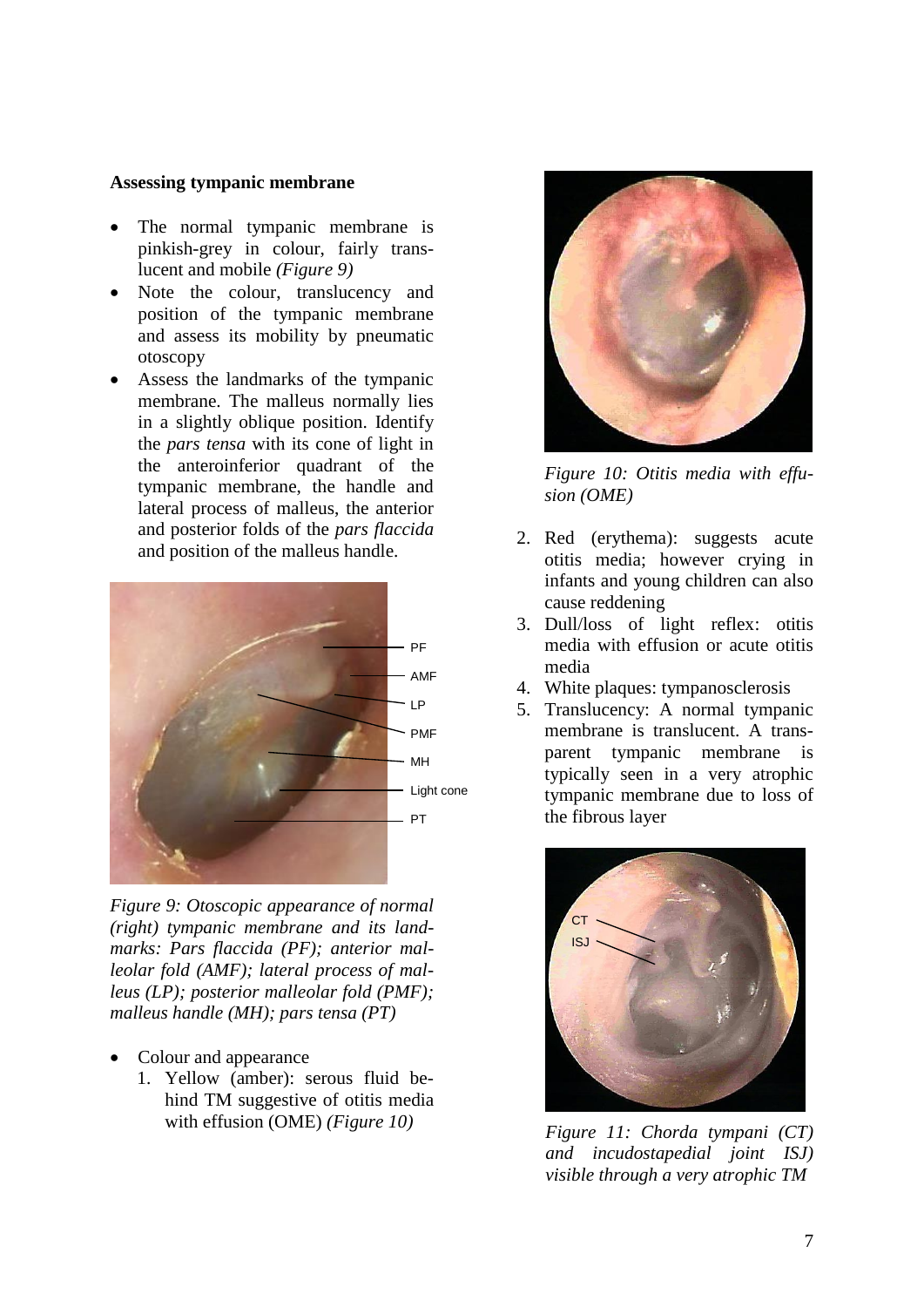**Assessing tympanic membrane**

- The normal tympanic membrane is pinkish-grey in colour, fairly translucent and mobile *(Figure 9)*
- Note the colour, translucency and position of the tympanic membrane and assess its mobility by pneumatic otoscopy
- Assess the landmarks of the tympanic membrane. The malleus normally lies in a slightly oblique position. Identify the *pars tensa* with its cone of light in the anteroinferior quadrant of the tympanic membrane, the handle and lateral process of malleus, the anterior and posterior folds of the *pars flaccida* and position of the malleus handle.

*Figure 9: Otoscopic appearance of normal (right) tympanic membrane and its landmarks: Pars flaccida (PF); anterior malleolar fold (AMF); lateral process of malleus (LP); posterior malleolar fold (PMF); malleus handle (MH); pars tensa (PT)*

- Colour and appearance
  1. Yellow (amber): serous fluid behind TM suggestive of otitis media with effusion (OME) *(Figure 10)*

*Figure 10: Otitis media with effusion (OME)*

2. Red (erythema): suggests acute otitis media; however crying in infants and young children can also cause reddening
3. Dull/loss of light reflex: otitis media with effusion or acute otitis media
4. White plaques: tympanosclerosis
5. Translucency: A normal tympanic membrane is translucent. A transparent tympanic membrane is typically seen in a very atrophic tympanic membrane due to loss of the fibrous layer

*Figure 11: Chorda tympani (CT) and incudostapedial joint ISJ) visible through a very atrophic TM*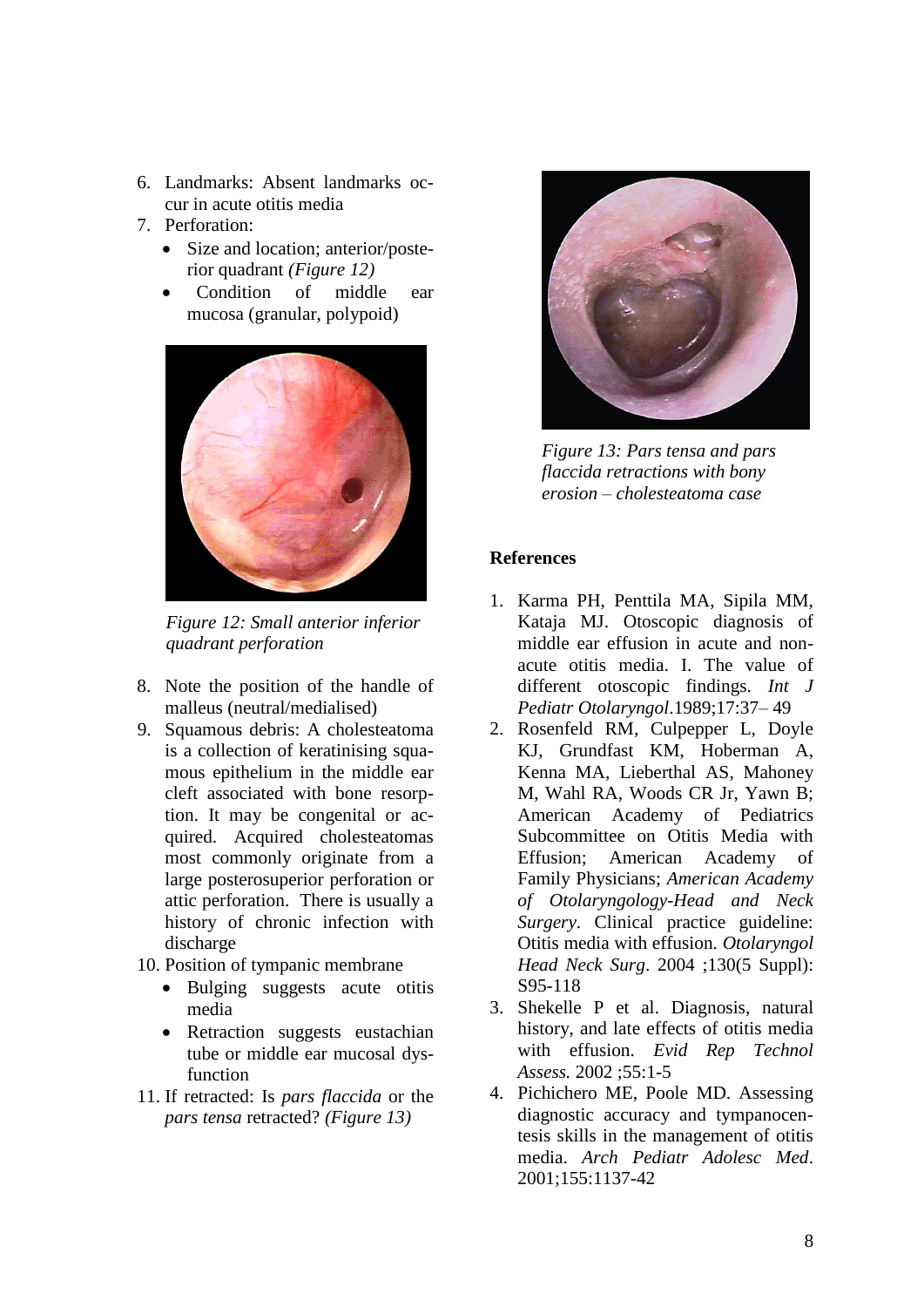6. Landmarks: Absent landmarks occur in acute otitis media
7. Perforation:
    - Size and location; anterior/posterior quadrant *(Figure 12)*
    - Condition of middle ear mucosa (granular, polypoid)

*Figure 12: Small anterior inferior quadrant perforation*

8. Note the position of the handle of malleus (neutral/medialised)
9. Squamous debris: A cholesteatoma is a collection of keratinising squamous epithelium in the middle ear cleft associated with bone resorption. It may be congenital or acquired. Acquired cholesteatomas most commonly originate from a large posterosuperior perforation or attic perforation. There is usually a history of chronic infection with discharge
10. Position of tympanic membrane
    - Bulging suggests acute otitis media
    - Retraction suggests eustachian tube or middle ear mucosal dysfunction
11. If retracted: Is *pars flaccida* or the *pars tensa* retracted? *(Figure 13)*

*Figure 13: Pars tensa and pars flaccida retractions with bony erosion – cholesteatoma case*

## References

1. Karma PH, Penttila MA, Sipila MM, Kataja MJ. Otoscopic diagnosis of middle ear effusion in acute and non-acute otitis media. I. The value of different otoscopic findings. *Int J Pediatr Otolaryngol*.1989;17:37– 49
2. Rosenfeld RM, Culpepper L, Doyle KJ, Grundfast KM, Hoberman A, Kenna MA, Lieberthal AS, Mahoney M, Wahl RA, Woods CR Jr, Yawn B; American Academy of Pediatrics Subcommittee on Otitis Media with Effusion; American Academy of Family Physicians; *American Academy of Otolaryngology-Head and Neck Surgery*. Clinical practice guideline: Otitis media with effusion. *Otolaryngol Head Neck Surg*. 2004 ;130(5 Suppl): S95-118
3. Shekelle P et al. Diagnosis, natural history, and late effects of otitis media with effusion. *Evid Rep Technol Assess.* 2002 ;55:1-5
4. Pichichero ME, Poole MD. Assessing diagnostic accuracy and tympanocentesis skills in the management of otitis media. *Arch Pediatr Adolesc Med*. 2001;155:1137-42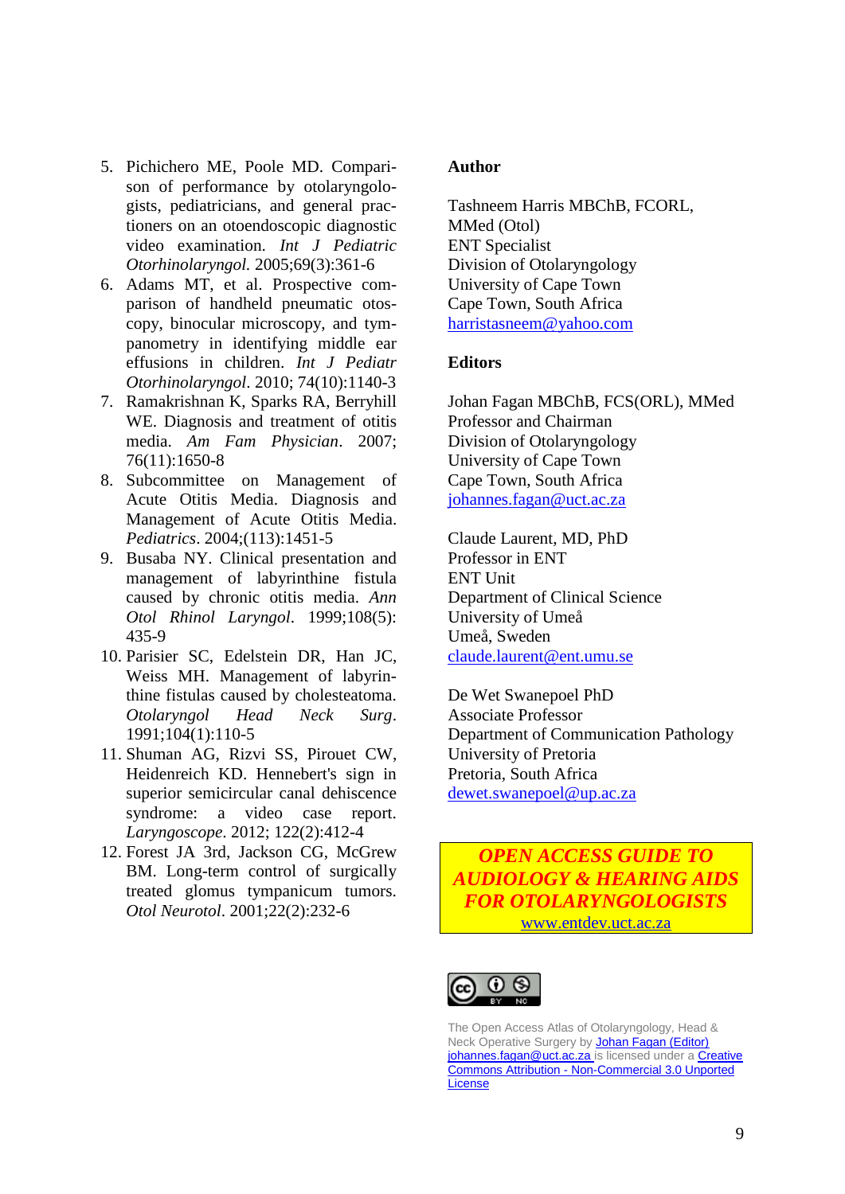5. Pichichero ME, Poole MD. Comparison of performance by otolaryngologists, pediatricians, and general practioners on an otoendoscopic diagnostic video examination. *Int J Pediatric Otorhinolaryngol.* 2005;69(3):361-6
6. Adams MT, et al. Prospective comparison of handheld pneumatic otoscopy, binocular microscopy, and tympanometry in identifying middle ear effusions in children. *Int J Pediatr Otorhinolaryngol*. 2010; 74(10):1140-3
7. Ramakrishnan K, Sparks RA, Berryhill WE. Diagnosis and treatment of otitis media. *Am Fam Physician*. 2007; 76(11):1650-8
8. Subcommittee on Management of Acute Otitis Media. Diagnosis and Management of Acute Otitis Media. *Pediatrics*. 2004;(113):1451-5
9. Busaba NY. Clinical presentation and management of labyrinthine fistula caused by chronic otitis media. *Ann Otol Rhinol Laryngol*. 1999;108(5): 435-9
10. Parisier SC, Edelstein DR, Han JC, Weiss MH. Management of labyrinthine fistulas caused by cholesteatoma. *Otolaryngol Head Neck Surg*. 1991;104(1):110-5
11. Shuman AG, Rizvi SS, Pirouet CW, Heidenreich KD. Hennebert's sign in superior semicircular canal dehiscence syndrome: a video case report. *Laryngoscope*. 2012; 122(2):412-4
12. Forest JA 3rd, Jackson CG, McGrew BM. Long-term control of surgically treated glomus tympanicum tumors. *Otol Neurotol*. 2001;22(2):232-6

**Author**

Tashneem Harris MBChB, FCORL, MMed (Otol)
ENT Specialist
Division of Otolaryngology
University of Cape Town
Cape Town, South Africa
harristasneem@yahoo.com

**Editors**

Johan Fagan MBChB, FCS(ORL), MMed
Professor and Chairman
Division of Otolaryngology
University of Cape Town
Cape Town, South Africa
johannes.fagan@uct.ac.za

Claude Laurent, MD, PhD
Professor in ENT
ENT Unit
Department of Clinical Science
University of Umeå
Umeå, Sweden
claude.laurent@ent.umu.se

De Wet Swanepoel PhD
Associate Professor
Department of Communication Pathology
University of Pretoria
Pretoria, South Africa
dewet.swanepoel@up.ac.za

***OPEN ACCESS GUIDE TO AUDIOLOGY & HEARING AIDS FOR OTOLARYNGOLOGISTS***
www.entdev.uct.ac.za

The Open Access Atlas of Otolaryngology, Head & Neck Operative Surgery by Johan Fagan (Editor) johannes.fagan@uct.ac.za is licensed under a Creative Commons Attribution - Non-Commercial 3.0 Unported License